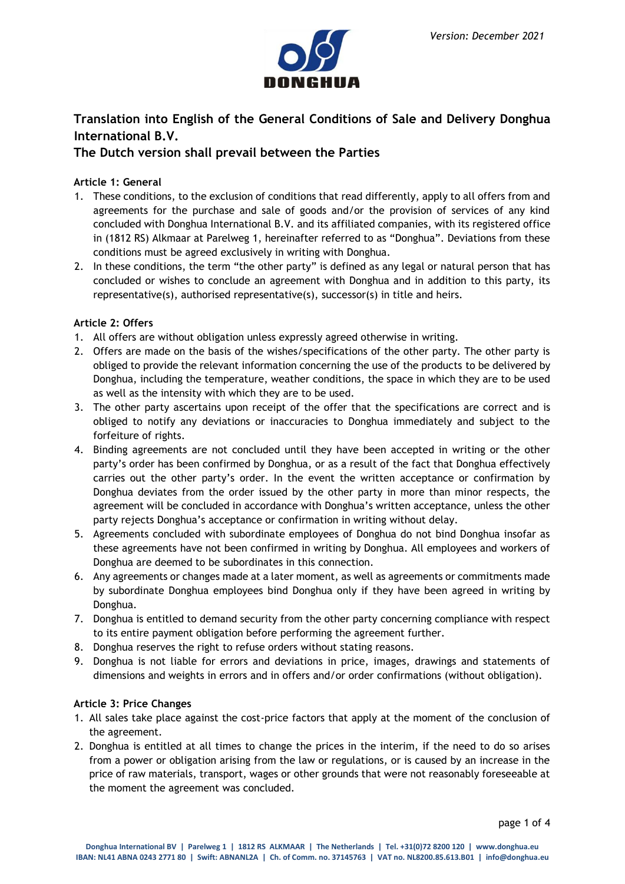*Version: December 2021*

DONGHUA

## Translation into English of the General Conditions of Sale and Delivery Donghua International B.V.

## The Dutch version shall prevail between the Parties

### Article 1: General

1. These conditions, to the exclusion of conditions that read differently, apply to all offers from and agreements for the purchase and sale of goods and/or the provision of services of any kind concluded with Donghua International B.V. and its affiliated companies, with its registered office in (1812 RS) Alkmaar at Parelweg 1, hereinafter referred to as "Donghua". Deviations from these conditions must be agreed exclusively in writing with Donghua.
2. In these conditions, the term "the other party" is defined as any legal or natural person that has concluded or wishes to conclude an agreement with Donghua and in addition to this party, its representative(s), authorised representative(s), successor(s) in title and heirs.

### Article 2: Offers

1. All offers are without obligation unless expressly agreed otherwise in writing.
2. Offers are made on the basis of the wishes/specifications of the other party. The other party is obliged to provide the relevant information concerning the use of the products to be delivered by Donghua, including the temperature, weather conditions, the space in which they are to be used as well as the intensity with which they are to be used.
3. The other party ascertains upon receipt of the offer that the specifications are correct and is obliged to notify any deviations or inaccuracies to Donghua immediately and subject to the forfeiture of rights.
4. Binding agreements are not concluded until they have been accepted in writing or the other party's order has been confirmed by Donghua, or as a result of the fact that Donghua effectively carries out the other party's order. In the event the written acceptance or confirmation by Donghua deviates from the order issued by the other party in more than minor respects, the agreement will be concluded in accordance with Donghua's written acceptance, unless the other party rejects Donghua's acceptance or confirmation in writing without delay.
5. Agreements concluded with subordinate employees of Donghua do not bind Donghua insofar as these agreements have not been confirmed in writing by Donghua. All employees and workers of Donghua are deemed to be subordinates in this connection.
6. Any agreements or changes made at a later moment, as well as agreements or commitments made by subordinate Donghua employees bind Donghua only if they have been agreed in writing by Donghua.
7. Donghua is entitled to demand security from the other party concerning compliance with respect to its entire payment obligation before performing the agreement further.
8. Donghua reserves the right to refuse orders without stating reasons.
9. Donghua is not liable for errors and deviations in price, images, drawings and statements of dimensions and weights in errors and in offers and/or order confirmations (without obligation).

### Article 3: Price Changes

1. All sales take place against the cost-price factors that apply at the moment of the conclusion of the agreement.
2. Donghua is entitled at all times to change the prices in the interim, if the need to do so arises from a power or obligation arising from the law or regulations, or is caused by an increase in the price of raw materials, transport, wages or other grounds that were not reasonably foreseeable at the moment the agreement was concluded.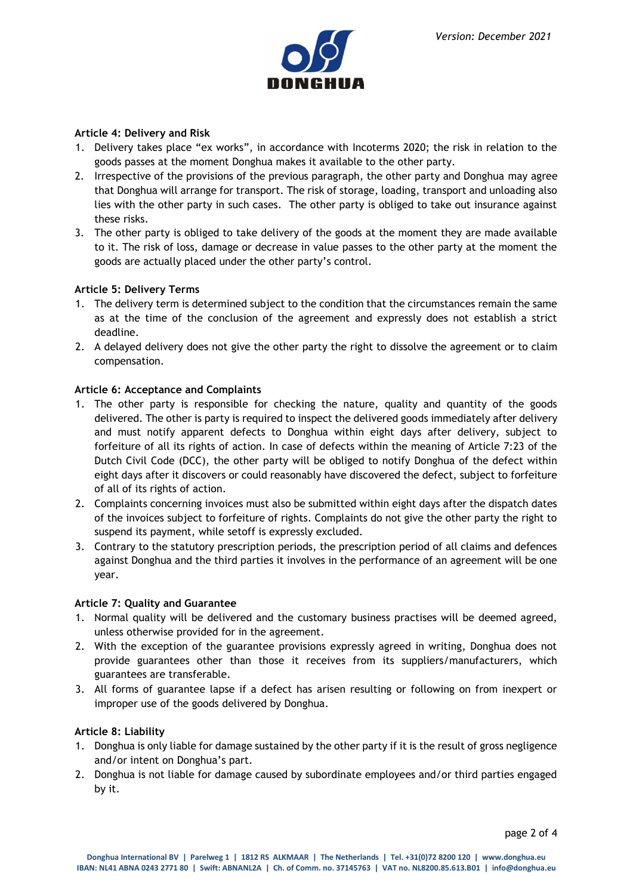### Article 4: Delivery and Risk

1. Delivery takes place "ex works", in accordance with Incoterms 2020; the risk in relation to the goods passes at the moment Donghua makes it available to the other party.
2. Irrespective of the provisions of the previous paragraph, the other party and Donghua may agree that Donghua will arrange for transport. The risk of storage, loading, transport and unloading also lies with the other party in such cases. The other party is obliged to take out insurance against these risks.
3. The other party is obliged to take delivery of the goods at the moment they are made available to it. The risk of loss, damage or decrease in value passes to the other party at the moment the goods are actually placed under the other party's control.

### Article 5: Delivery Terms

1. The delivery term is determined subject to the condition that the circumstances remain the same as at the time of the conclusion of the agreement and expressly does not establish a strict deadline.
2. A delayed delivery does not give the other party the right to dissolve the agreement or to claim compensation.

### Article 6: Acceptance and Complaints

1. The other party is responsible for checking the nature, quality and quantity of the goods delivered. The other is party is required to inspect the delivered goods immediately after delivery and must notify apparent defects to Donghua within eight days after delivery, subject to forfeiture of all its rights of action. In case of defects within the meaning of Article 7:23 of the Dutch Civil Code (DCC), the other party will be obliged to notify Donghua of the defect within eight days after it discovers or could reasonably have discovered the defect, subject to forfeiture of all of its rights of action.
2. Complaints concerning invoices must also be submitted within eight days after the dispatch dates of the invoices subject to forfeiture of rights. Complaints do not give the other party the right to suspend its payment, while setoff is expressly excluded.
3. Contrary to the statutory prescription periods, the prescription period of all claims and defences against Donghua and the third parties it involves in the performance of an agreement will be one year.

### Article 7: Quality and Guarantee

1. Normal quality will be delivered and the customary business practises will be deemed agreed, unless otherwise provided for in the agreement.
2. With the exception of the guarantee provisions expressly agreed in writing, Donghua does not provide guarantees other than those it receives from its suppliers/manufacturers, which guarantees are transferable.
3. All forms of guarantee lapse if a defect has arisen resulting or following on from inexpert or improper use of the goods delivered by Donghua.

### Article 8: Liability

1. Donghua is only liable for damage sustained by the other party if it is the result of gross negligence and/or intent on Donghua's part.
2. Donghua is not liable for damage caused by subordinate employees and/or third parties engaged by it.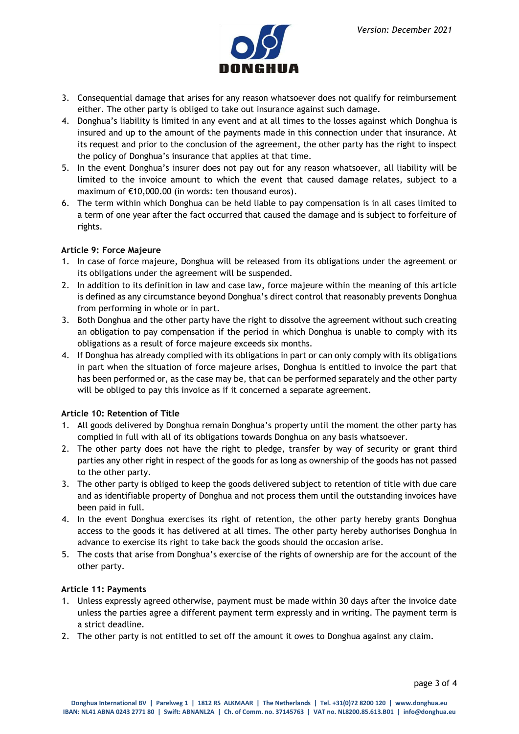3. Consequential damage that arises for any reason whatsoever does not qualify for reimbursement either. The other party is obliged to take out insurance against such damage.
4. Donghua's liability is limited in any event and at all times to the losses against which Donghua is insured and up to the amount of the payments made in this connection under that insurance. At its request and prior to the conclusion of the agreement, the other party has the right to inspect the policy of Donghua's insurance that applies at that time.
5. In the event Donghua's insurer does not pay out for any reason whatsoever, all liability will be limited to the invoice amount to which the event that caused damage relates, subject to a maximum of €10,000.00 (in words: ten thousand euros).
6. The term within which Donghua can be held liable to pay compensation is in all cases limited to a term of one year after the fact occurred that caused the damage and is subject to forfeiture of rights.

**Article 9: Force Majeure**

1. In case of force majeure, Donghua will be released from its obligations under the agreement or its obligations under the agreement will be suspended.
2. In addition to its definition in law and case law, force majeure within the meaning of this article is defined as any circumstance beyond Donghua's direct control that reasonably prevents Donghua from performing in whole or in part.
3. Both Donghua and the other party have the right to dissolve the agreement without such creating an obligation to pay compensation if the period in which Donghua is unable to comply with its obligations as a result of force majeure exceeds six months.
4. If Donghua has already complied with its obligations in part or can only comply with its obligations in part when the situation of force majeure arises, Donghua is entitled to invoice the part that has been performed or, as the case may be, that can be performed separately and the other party will be obliged to pay this invoice as if it concerned a separate agreement.

**Article 10: Retention of Title**

1. All goods delivered by Donghua remain Donghua's property until the moment the other party has complied in full with all of its obligations towards Donghua on any basis whatsoever.
2. The other party does not have the right to pledge, transfer by way of security or grant third parties any other right in respect of the goods for as long as ownership of the goods has not passed to the other party.
3. The other party is obliged to keep the goods delivered subject to retention of title with due care and as identifiable property of Donghua and not process them until the outstanding invoices have been paid in full.
4. In the event Donghua exercises its right of retention, the other party hereby grants Donghua access to the goods it has delivered at all times. The other party hereby authorises Donghua in advance to exercise its right to take back the goods should the occasion arise.
5. The costs that arise from Donghua's exercise of the rights of ownership are for the account of the other party.

**Article 11: Payments**

1. Unless expressly agreed otherwise, payment must be made within 30 days after the invoice date unless the parties agree a different payment term expressly and in writing. The payment term is a strict deadline.
2. The other party is not entitled to set off the amount it owes to Donghua against any claim.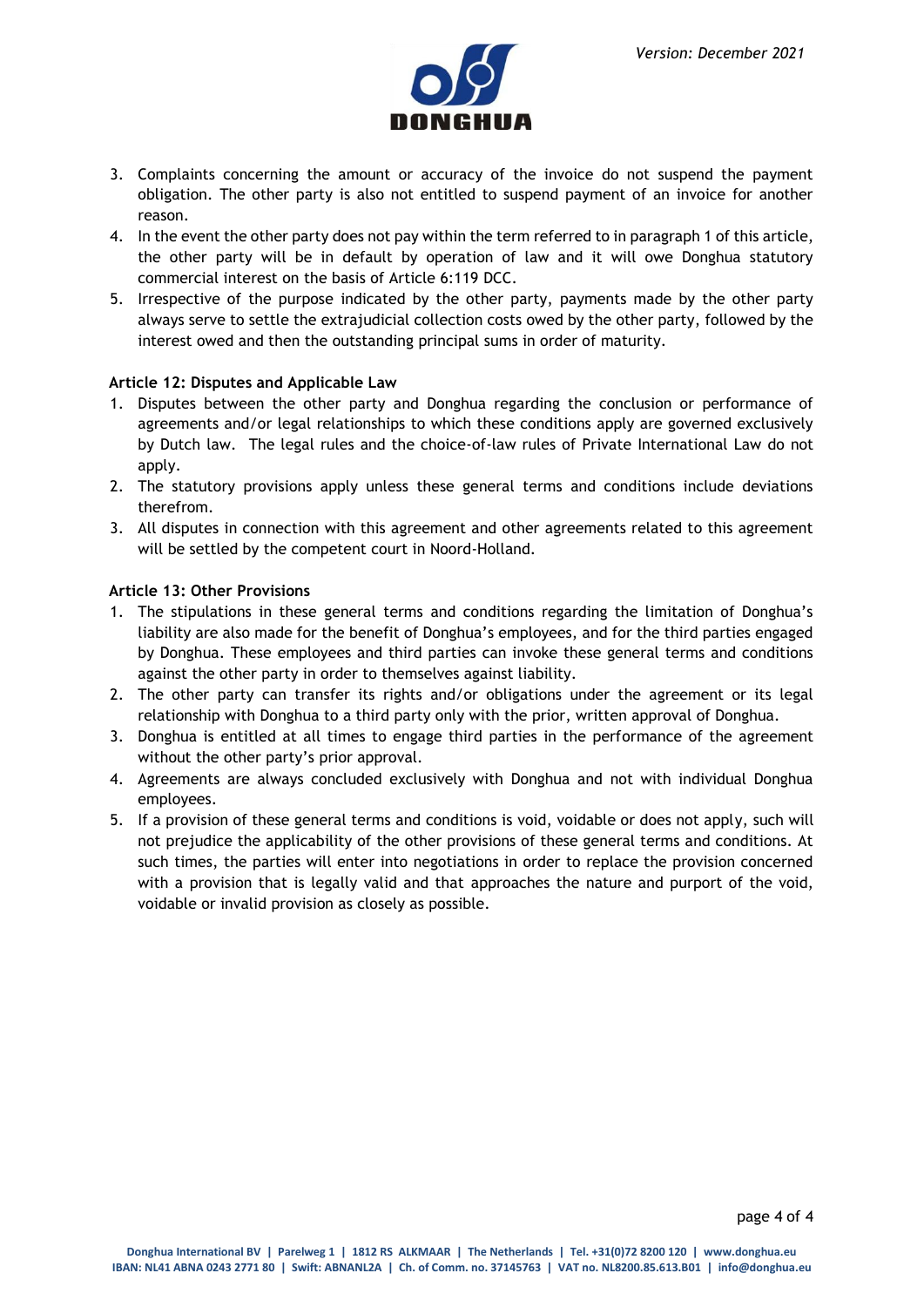3. Complaints concerning the amount or accuracy of the invoice do not suspend the payment obligation. The other party is also not entitled to suspend payment of an invoice for another reason.
4. In the event the other party does not pay within the term referred to in paragraph 1 of this article, the other party will be in default by operation of law and it will owe Donghua statutory commercial interest on the basis of Article 6:119 DCC.
5. Irrespective of the purpose indicated by the other party, payments made by the other party always serve to settle the extrajudicial collection costs owed by the other party, followed by the interest owed and then the outstanding principal sums in order of maturity.

**Article 12: Disputes and Applicable Law**

1. Disputes between the other party and Donghua regarding the conclusion or performance of agreements and/or legal relationships to which these conditions apply are governed exclusively by Dutch law. The legal rules and the choice-of-law rules of Private International Law do not apply.
2. The statutory provisions apply unless these general terms and conditions include deviations therefrom.
3. All disputes in connection with this agreement and other agreements related to this agreement will be settled by the competent court in Noord-Holland.

**Article 13: Other Provisions**

1. The stipulations in these general terms and conditions regarding the limitation of Donghua's liability are also made for the benefit of Donghua's employees, and for the third parties engaged by Donghua. These employees and third parties can invoke these general terms and conditions against the other party in order to themselves against liability.
2. The other party can transfer its rights and/or obligations under the agreement or its legal relationship with Donghua to a third party only with the prior, written approval of Donghua.
3. Donghua is entitled at all times to engage third parties in the performance of the agreement without the other party's prior approval.
4. Agreements are always concluded exclusively with Donghua and not with individual Donghua employees.
5. If a provision of these general terms and conditions is void, voidable or does not apply, such will not prejudice the applicability of the other provisions of these general terms and conditions. At such times, the parties will enter into negotiations in order to replace the provision concerned with a provision that is legally valid and that approaches the nature and purport of the void, voidable or invalid provision as closely as possible.